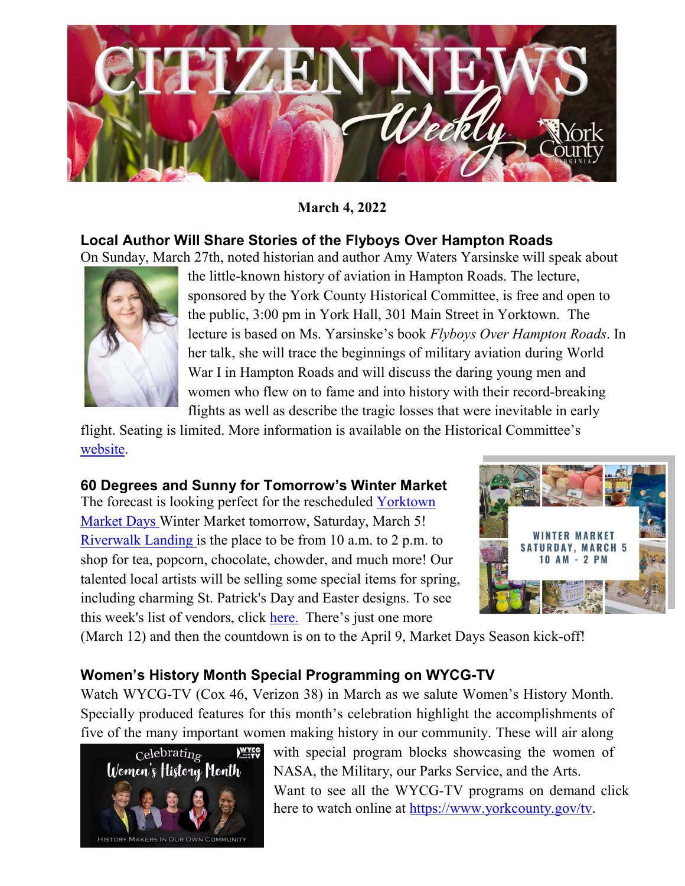# Citizen News Weekly

**March 4, 2022**

## Local Author Will Share Stories of the Flyboys Over Hampton Roads

On Sunday, March 27th, noted historian and author Amy Waters Yarsinske will speak about the little-known history of aviation in Hampton Roads. The lecture, sponsored by the York County Historical Committee, is free and open to the public, 3:00 pm in York Hall, 301 Main Street in Yorktown. The lecture is based on Ms. Yarsinske's book *Flyboys Over Hampton Roads*. In her talk, she will trace the beginnings of military aviation during World War I in Hampton Roads and will discuss the daring young men and women who flew on to fame and into history with their record-breaking flights as well as describe the tragic losses that were inevitable in early flight. Seating is limited. More information is available on the Historical Committee's website.

## 60 Degrees and Sunny for Tomorrow's Winter Market

The forecast is looking perfect for the rescheduled Yorktown Market Days Winter Market tomorrow, Saturday, March 5! Riverwalk Landing is the place to be from 10 a.m. to 2 p.m. to shop for tea, popcorn, chocolate, chowder, and much more! Our talented local artists will be selling some special items for spring, including charming St. Patrick's Day and Easter designs. To see this week's list of vendors, click here. There's just one more (March 12) and then the countdown is on to the April 9, Market Days Season kick-off!

## Women's History Month Special Programming on WYCG-TV

Watch WYCG-TV (Cox 46, Verizon 38) in March as we salute Women's History Month. Specially produced features for this month's celebration highlight the accomplishments of five of the many important women making history in our community. These will air along with special program blocks showcasing the women of NASA, the Military, our Parks Service, and the Arts. Want to see all the WYCG-TV programs on demand click here to watch online at https://www.yorkcounty.gov/tv.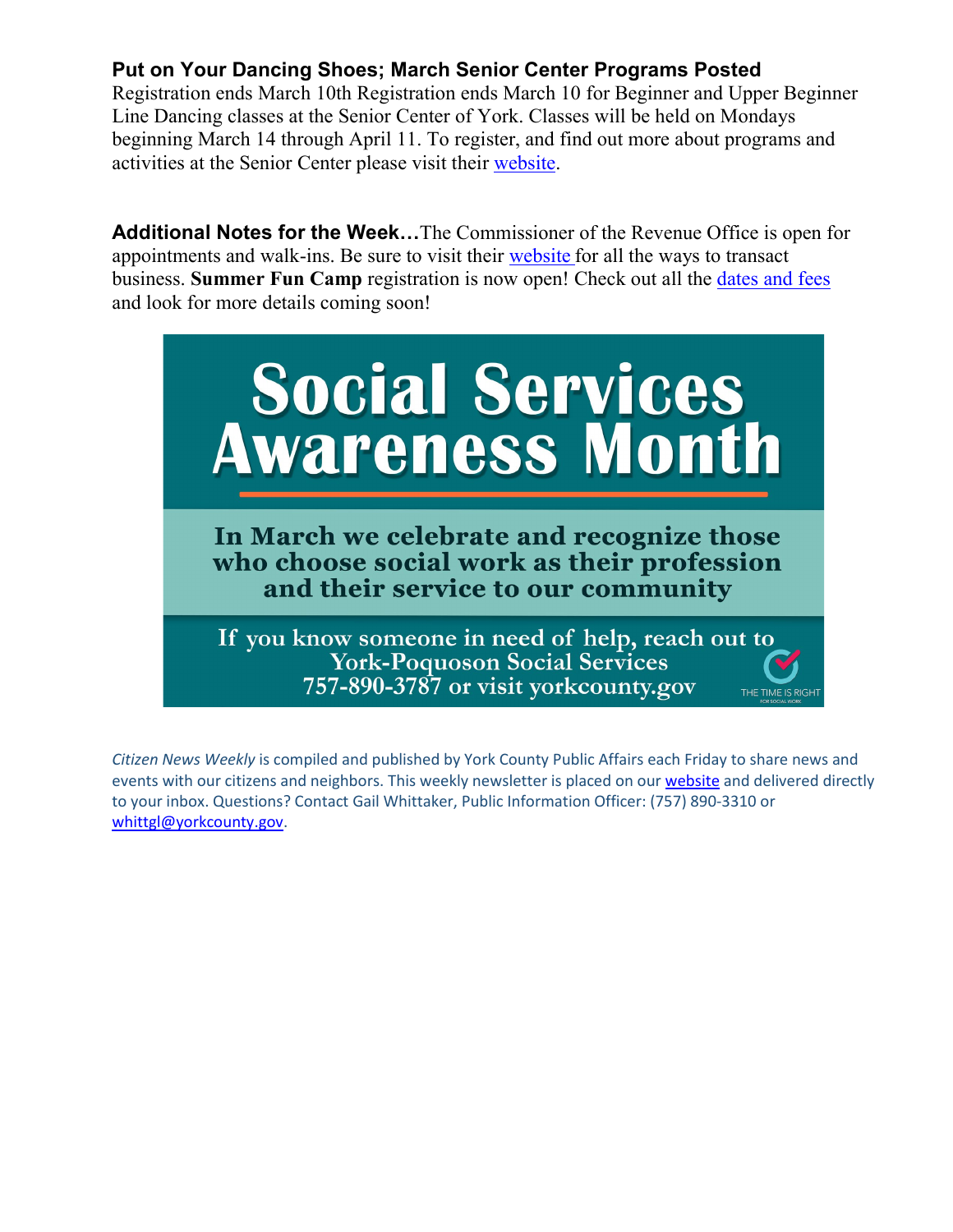**Put on Your Dancing Shoes; March Senior Center Programs Posted**

Registration ends March 10th Registration ends March 10 for Beginner and Upper Beginner Line Dancing classes at the Senior Center of York. Classes will be held on Mondays beginning March 14 through April 11. To register, and find out more about programs and activities at the Senior Center please visit their website.

**Additional Notes for the Week…**The Commissioner of the Revenue Office is open for appointments and walk-ins. Be sure to visit their website for all the ways to transact business. **Summer Fun Camp** registration is now open! Check out all the dates and fees and look for more details coming soon!

Social Services Awareness Month

In March we celebrate and recognize those who choose social work as their profession and their service to our community

If you know someone in need of help, reach out to York-Poquoson Social Services 757-890-3787 or visit yorkcounty.gov

THE TIME IS RIGHT FOR SOCIAL WORK

*Citizen News Weekly* is compiled and published by York County Public Affairs each Friday to share news and events with our citizens and neighbors. This weekly newsletter is placed on our website and delivered directly to your inbox. Questions? Contact Gail Whittaker, Public Information Officer: (757) 890-3310 or whittgl@yorkcounty.gov.